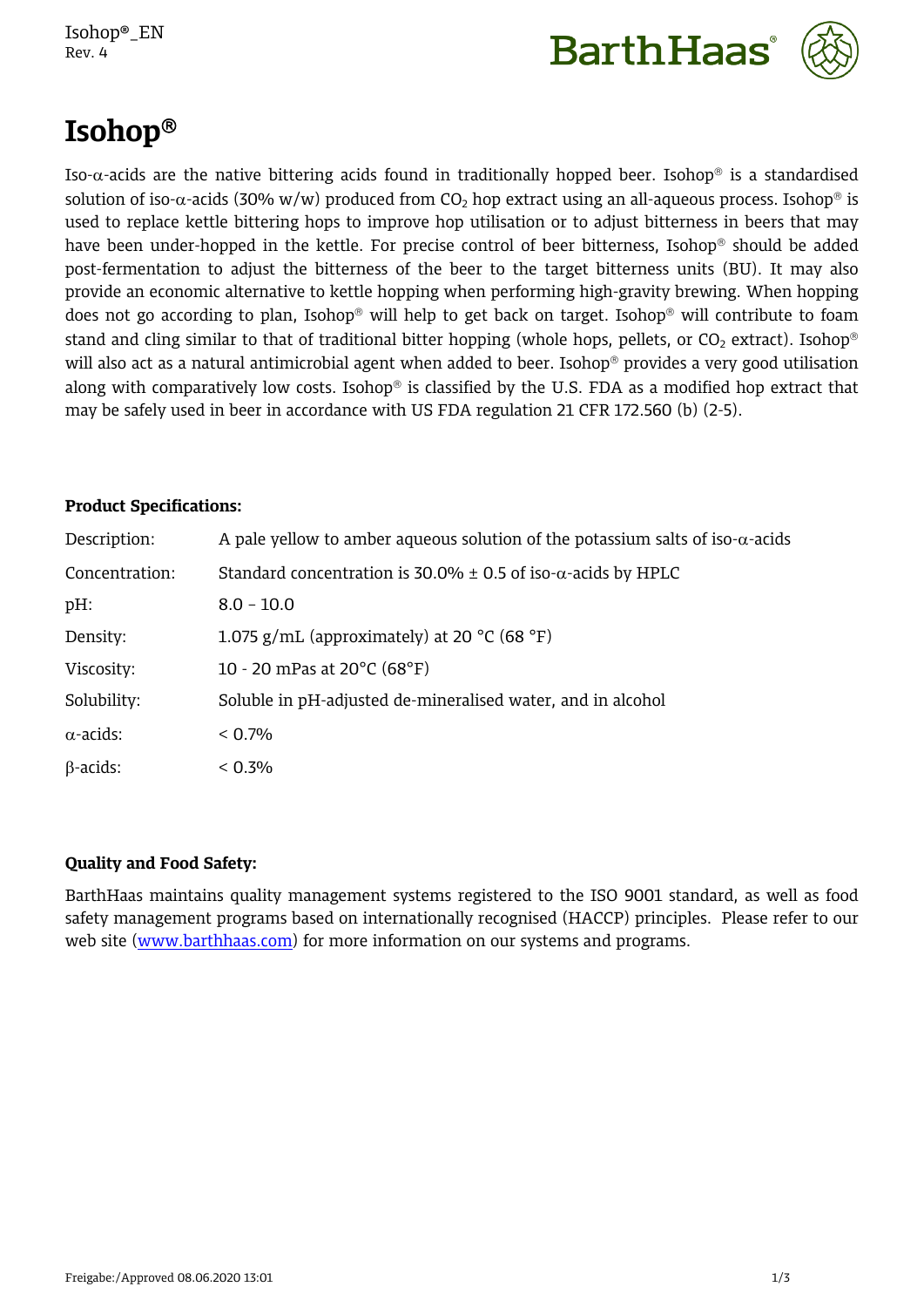# Isohop®

Iso-α-acids are the native bittering acids found in traditionally hopped beer. Isohop® is a standardised solution of iso-α-acids (30% w/w) produced from $CO_2$ hop extract using an all-aqueous process. Isohop® is used to replace kettle bittering hops to improve hop utilisation or to adjust bitterness in beers that may have been under-hopped in the kettle. For precise control of beer bitterness, Isohop® should be added post-fermentation to adjust the bitterness of the beer to the target bitterness units (BU). It may also provide an economic alternative to kettle hopping when performing high-gravity brewing. When hopping does not go according to plan, Isohop® will help to get back on target. Isohop® will contribute to foam stand and cling similar to that of traditional bitter hopping (whole hops, pellets, or $CO_2$ extract). Isohop® will also act as a natural antimicrobial agent when added to beer. Isohop® provides a very good utilisation along with comparatively low costs. Isohop® is classified by the U.S. FDA as a modified hop extract that may be safely used in beer in accordance with US FDA regulation 21 CFR 172.560 (b) (2-5).

**Product Specifications:**

| | |
|---|---|
| Description: | A pale yellow to amber aqueous solution of the potassium salts of iso-α-acids |
| Concentration: | Standard concentration is 30.0% ± 0.5 of iso-α-acids by HPLC |
| pH: | 8.0 – 10.0 |
| Density: | 1.075 g/mL (approximately) at 20 °C (68 °F) |
| Viscosity: | 10 - 20 mPas at 20°C (68°F) |
| Solubility: | Soluble in pH-adjusted de-mineralised water, and in alcohol |
| α-acids: | < 0.7% |
| β-acids: | < 0.3% |

**Quality and Food Safety:**

BarthHaas maintains quality management systems registered to the ISO 9001 standard, as well as food safety management programs based on internationally recognised (HACCP) principles. Please refer to our web site (www.barthhaas.com) for more information on our systems and programs.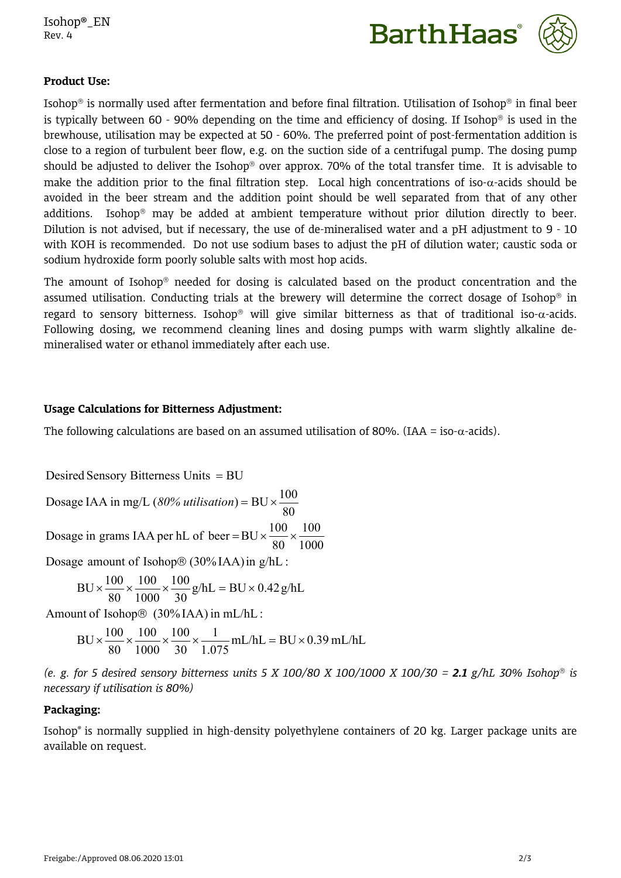**Product Use:**

Isohop® is normally used after fermentation and before final filtration. Utilisation of Isohop® in final beer is typically between 60 - 90% depending on the time and efficiency of dosing. If Isohop® is used in the brewhouse, utilisation may be expected at 50 - 60%. The preferred point of post-fermentation addition is close to a region of turbulent beer flow, e.g. on the suction side of a centrifugal pump. The dosing pump should be adjusted to deliver the Isohop® over approx. 70% of the total transfer time. It is advisable to make the addition prior to the final filtration step. Local high concentrations of iso-$\alpha$-acids should be avoided in the beer stream and the addition point should be well separated from that of any other additions. Isohop® may be added at ambient temperature without prior dilution directly to beer. Dilution is not advised, but if necessary, the use of de-mineralised water and a pH adjustment to 9 - 10 with KOH is recommended. Do not use sodium bases to adjust the pH of dilution water; caustic soda or sodium hydroxide form poorly soluble salts with most hop acids.

The amount of Isohop® needed for dosing is calculated based on the product concentration and the assumed utilisation. Conducting trials at the brewery will determine the correct dosage of Isohop® in regard to sensory bitterness. Isohop® will give similar bitterness as that of traditional iso-$\alpha$-acids. Following dosing, we recommend cleaning lines and dosing pumps with warm slightly alkaline de-mineralised water or ethanol immediately after each use.

**Usage Calculations for Bitterness Adjustment:**

The following calculations are based on an assumed utilisation of 80%. (IAA = iso-$\alpha$-acids).

$$\text{Desired Sensory Bitterness Units} = \text{BU}$$

$$\text{Dosage IAA in mg/L } (\textit{80\% utilisation}) = \text{BU} \times \frac{100}{80}$$

$$\text{Dosage in grams IAA per hL of beer} = \text{BU} \times \frac{100}{80} \times \frac{100}{1000}$$

Dosage amount of Isohop® (30% IAA) in g/hL:

$$\text{BU} \times \frac{100}{80} \times \frac{100}{1000} \times \frac{100}{30}\,\text{g/hL} = \text{BU} \times 0.42\,\text{g/hL}$$

Amount of Isohop® (30% IAA) in mL/hL:

$$\text{BU} \times \frac{100}{80} \times \frac{100}{1000} \times \frac{100}{30} \times \frac{1}{1.075}\,\text{mL/hL} = \text{BU} \times 0.39\,\text{mL/hL}$$

*(e. g. for 5 desired sensory bitterness units 5 X 100/80 X 100/1000 X 100/30 =* ***2.1*** *g/hL 30% Isohop® is necessary if utilisation is 80%)*

**Packaging:**

Isohop® is normally supplied in high-density polyethylene containers of 20 kg. Larger package units are available on request.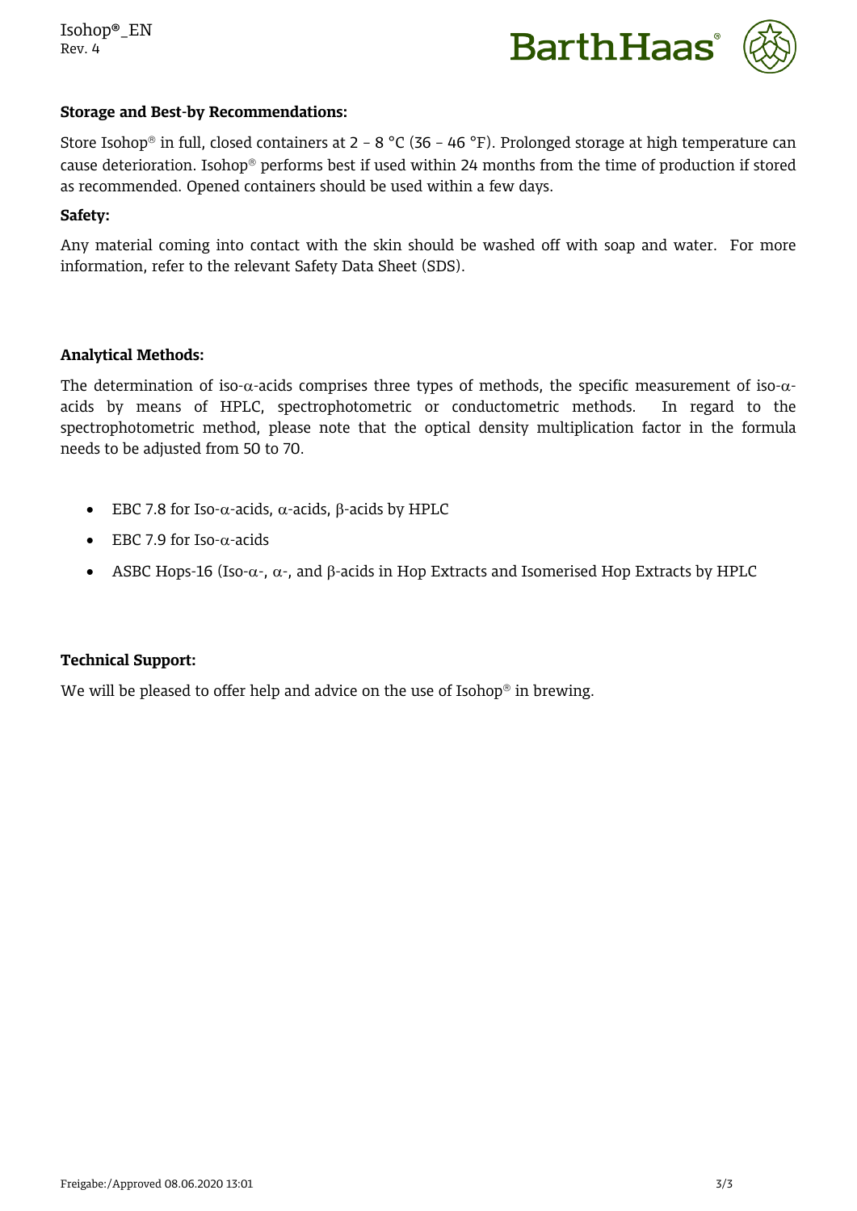**Storage and Best-by Recommendations:**

Store Isohop® in full, closed containers at 2 – 8 °C (36 – 46 °F). Prolonged storage at high temperature can cause deterioration. Isohop® performs best if used within 24 months from the time of production if stored as recommended. Opened containers should be used within a few days.

**Safety:**

Any material coming into contact with the skin should be washed off with soap and water. For more information, refer to the relevant Safety Data Sheet (SDS).

**Analytical Methods:**

The determination of iso-$\alpha$-acids comprises three types of methods, the specific measurement of iso-$\alpha$-acids by means of HPLC, spectrophotometric or conductometric methods. In regard to the spectrophotometric method, please note that the optical density multiplication factor in the formula needs to be adjusted from 50 to 70.

- EBC 7.8 for Iso-$\alpha$-acids, $\alpha$-acids, $\beta$-acids by HPLC
- EBC 7.9 for Iso-$\alpha$-acids
- ASBC Hops-16 (Iso-$\alpha$-, $\alpha$-, and $\beta$-acids in Hop Extracts and Isomerised Hop Extracts by HPLC

**Technical Support:**

We will be pleased to offer help and advice on the use of Isohop® in brewing.